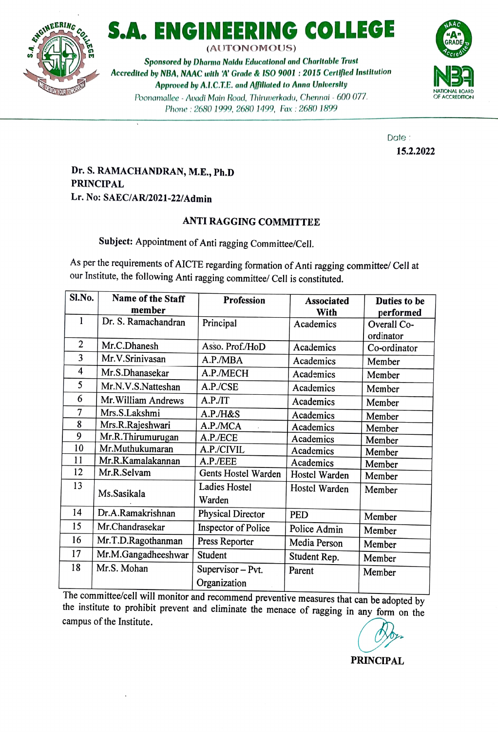# S.A. ENGINEERING COLLEGE

(AUTONOMOUS)

*Sponsored by Dharma Naidu Educational and Charitable Trust*
*Accredited by NBA, NAAC with 'A' Grade & ISO 9001 : 2015 Certified Institution*
*Approved by A.I.C.T.E. and Affiliated to Anna University*
*Poonamallee - Avadi Main Road, Thiruverkadu, Chennai - 600 077.*
*Phone : 2680 1999, 2680 1499, Fax : 2680 1899*

Date :
**15.2.2022**

**Dr. S. RAMACHANDRAN, M.E., Ph.D**
**PRINCIPAL**
**Lr. No: SAEC/AR/2021-22/Admin**

## ANTI RAGGING COMMITTEE

**Subject:** Appointment of Anti ragging Committee/Cell.

As per the requirements of AICTE regarding formation of Anti ragging committee/ Cell at our Institute, the following Anti ragging committee/ Cell is constituted.

| Sl.No. | Name of the Staff member | Profession | Associated With | Duties to be performed |
|---|---|---|---|---|
| 1 | Dr. S. Ramachandran | Principal | Academics | Overall Co-ordinator |
| 2 | Mr.C.Dhanesh | Asso. Prof./HoD | Academics | Co-ordinator |
| 3 | Mr.V.Srinivasan | A.P./MBA | Academics | Member |
| 4 | Mr.S.Dhanasekar | A.P./MECH | Academics | Member |
| 5 | Mr.N.V.S.Natteshan | A.P./CSE | Academics | Member |
| 6 | Mr.William Andrews | A.P./IT | Academics | Member |
| 7 | Mrs.S.Lakshmi | A.P./H&S | Academics | Member |
| 8 | Mrs.R.Rajeshwari | A.P./MCA | Academics | Member |
| 9 | Mr.R.Thirumurugan | A.P./ECE | Academics | Member |
| 10 | Mr.Muthukumaran | A.P./CIVIL | Academics | Member |
| 11 | Mr.R.Kamalakannan | A.P./EEE | Academics | Member |
| 12 | Mr.R.Selvam | Gents Hostel Warden | Hostel Warden | Member |
| 13 | Ms.Sasikala | Ladies Hostel Warden | Hostel Warden | Member |
| 14 | Dr.A.Ramakrishnan | Physical Director | PED | Member |
| 15 | Mr.Chandrasekar | Inspector of Police | Police Admin | Member |
| 16 | Mr.T.D.Ragothanman | Press Reporter | Media Person | Member |
| 17 | Mr.M.Gangadheeshwar | Student | Student Rep. | Member |
| 18 | Mr.S. Mohan | Supervisor – Pvt. Organization | Parent | Member |

The committee/cell will monitor and recommend preventive measures that can be adopted by the institute to prohibit prevent and eliminate the menace of ragging in any form on the campus of the Institute.

**PRINCIPAL**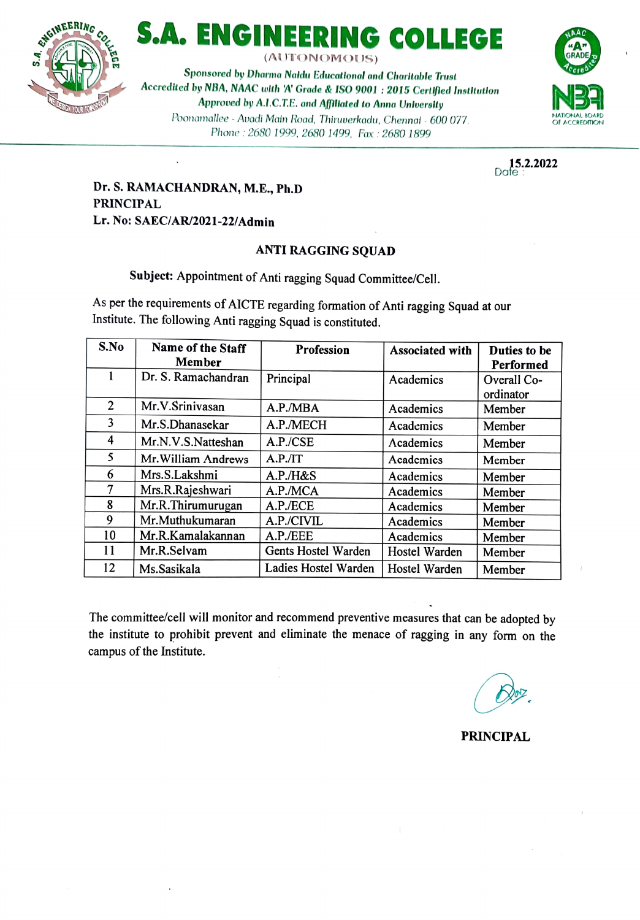# S.A. ENGINEERING COLLEGE

(AUTONOMOUS)

*Sponsored by Dharma Naidu Educational and Charitable Trust*
*Accredited by NBA, NAAC with 'A' Grade & ISO 9001 : 2015 Certified Institution*
*Approved by A.I.C.T.E. and Affiliated to Anna University*
Poonamallee - Avadi Main Road, Thiruverkadu, Chennai - 600 077.
Phone : 2680 1999, 2680 1499, Fax : 2680 1899

Date : 15.2.2022

**Dr. S. RAMACHANDRAN, M.E., Ph.D**
**PRINCIPAL**
**Lr. No: SAEC/AR/2021-22/Admin**

## ANTI RAGGING SQUAD

**Subject:** Appointment of Anti ragging Squad Committee/Cell.

As per the requirements of AICTE regarding formation of Anti ragging Squad at our Institute. The following Anti ragging Squad is constituted.

| S.No | Name of the Staff Member | Profession | Associated with | Duties to be Performed |
|---|---|---|---|---|
| 1 | Dr. S. Ramachandran | Principal | Academics | Overall Co-ordinator |
| 2 | Mr.V.Srinivasan | A.P./MBA | Academics | Member |
| 3 | Mr.S.Dhanasekar | A.P./MECH | Academics | Member |
| 4 | Mr.N.V.S.Natteshan | A.P./CSE | Academics | Member |
| 5 | Mr.William Andrews | A.P./IT | Academics | Member |
| 6 | Mrs.S.Lakshmi | A.P./H&S | Academics | Member |
| 7 | Mrs.R.Rajeshwari | A.P./MCA | Academics | Member |
| 8 | Mr.R.Thirumurugan | A.P./ECE | Academics | Member |
| 9 | Mr.Muthukumaran | A.P./CIVIL | Academics | Member |
| 10 | Mr.R.Kamalakannan | A.P./EEE | Academics | Member |
| 11 | Mr.R.Selvam | Gents Hostel Warden | Hostel Warden | Member |
| 12 | Ms.Sasikala | Ladies Hostel Warden | Hostel Warden | Member |

The committee/cell will monitor and recommend preventive measures that can be adopted by the institute to prohibit prevent and eliminate the menace of ragging in any form on the campus of the Institute.

**PRINCIPAL**